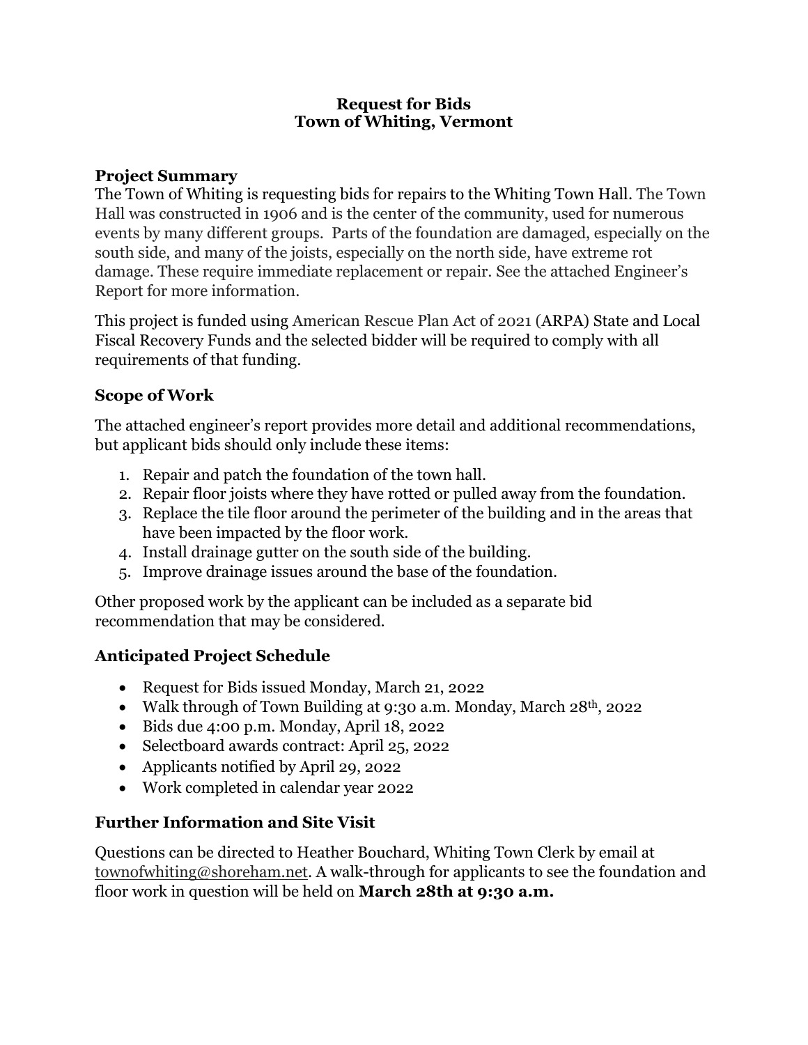# Request for Bids
# Town of Whiting, Vermont

## Project Summary

The Town of Whiting is requesting bids for repairs to the Whiting Town Hall. The Town Hall was constructed in 1906 and is the center of the community, used for numerous events by many different groups. Parts of the foundation are damaged, especially on the south side, and many of the joists, especially on the north side, have extreme rot damage. These require immediate replacement or repair. See the attached Engineer's Report for more information.

This project is funded using American Rescue Plan Act of 2021 (ARPA) State and Local Fiscal Recovery Funds and the selected bidder will be required to comply with all requirements of that funding.

## Scope of Work

The attached engineer's report provides more detail and additional recommendations, but applicant bids should only include these items:

1. Repair and patch the foundation of the town hall.
2. Repair floor joists where they have rotted or pulled away from the foundation.
3. Replace the tile floor around the perimeter of the building and in the areas that have been impacted by the floor work.
4. Install drainage gutter on the south side of the building.
5. Improve drainage issues around the base of the foundation.

Other proposed work by the applicant can be included as a separate bid recommendation that may be considered.

## Anticipated Project Schedule

- Request for Bids issued Monday, March 21, 2022
- Walk through of Town Building at 9:30 a.m. Monday, March 28th, 2022
- Bids due 4:00 p.m. Monday, April 18, 2022
- Selectboard awards contract: April 25, 2022
- Applicants notified by April 29, 2022
- Work completed in calendar year 2022

## Further Information and Site Visit

Questions can be directed to Heather Bouchard, Whiting Town Clerk by email at townofwhiting@shoreham.net. A walk-through for applicants to see the foundation and floor work in question will be held on **March 28th at 9:30 a.m.**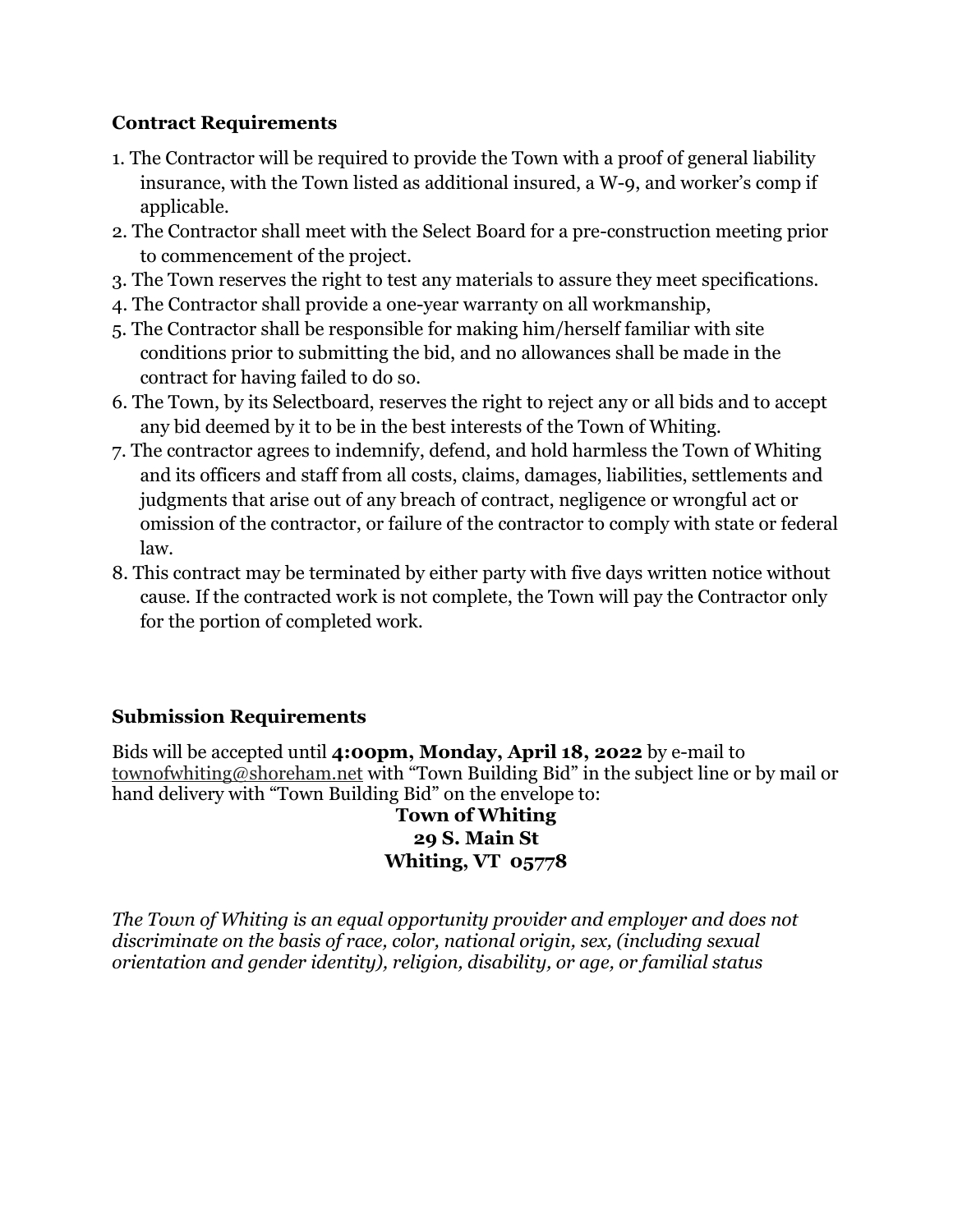### Contract Requirements

1. The Contractor will be required to provide the Town with a proof of general liability insurance, with the Town listed as additional insured, a W-9, and worker's comp if applicable.
2. The Contractor shall meet with the Select Board for a pre-construction meeting prior to commencement of the project.
3. The Town reserves the right to test any materials to assure they meet specifications.
4. The Contractor shall provide a one-year warranty on all workmanship,
5. The Contractor shall be responsible for making him/herself familiar with site conditions prior to submitting the bid, and no allowances shall be made in the contract for having failed to do so.
6. The Town, by its Selectboard, reserves the right to reject any or all bids and to accept any bid deemed by it to be in the best interests of the Town of Whiting.
7. The contractor agrees to indemnify, defend, and hold harmless the Town of Whiting and its officers and staff from all costs, claims, damages, liabilities, settlements and judgments that arise out of any breach of contract, negligence or wrongful act or omission of the contractor, or failure of the contractor to comply with state or federal law.
8. This contract may be terminated by either party with five days written notice without cause. If the contracted work is not complete, the Town will pay the Contractor only for the portion of completed work.

### Submission Requirements

Bids will be accepted until **4:00pm, Monday, April 18, 2022** by e-mail to townofwhiting@shoreham.net with "Town Building Bid" in the subject line or by mail or hand delivery with "Town Building Bid" on the envelope to:

**Town of Whiting**
**29 S. Main St**
**Whiting, VT 05778**

*The Town of Whiting is an equal opportunity provider and employer and does not discriminate on the basis of race, color, national origin, sex, (including sexual orientation and gender identity), religion, disability, or age, or familial status*